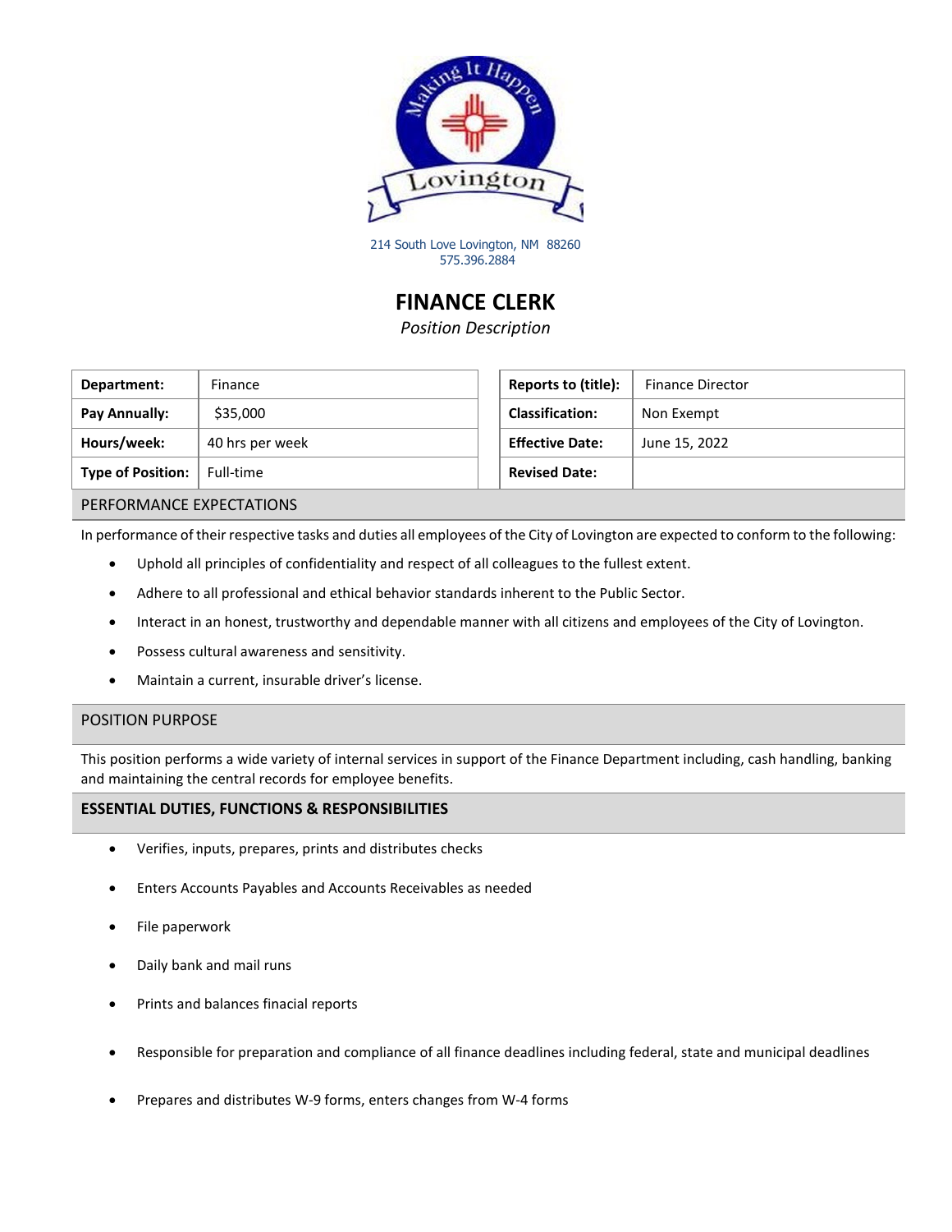214 South Love Lovington, NM 88260
575.396.2884

# FINANCE CLERK

*Position Description*

| **Department:** | Finance | **Reports to (title):** | Finance Director |
|---|---|---|---|
| **Pay Annually:** | $35,000 | **Classification:** | Non Exempt |
| **Hours/week:** | 40 hrs per week | **Effective Date:** | June 15, 2022 |
| **Type of Position:** | Full-time | **Revised Date:** | |

## PERFORMANCE EXPECTATIONS

In performance of their respective tasks and duties all employees of the City of Lovington are expected to conform to the following:

- Uphold all principles of confidentiality and respect of all colleagues to the fullest extent.
- Adhere to all professional and ethical behavior standards inherent to the Public Sector.
- Interact in an honest, trustworthy and dependable manner with all citizens and employees of the City of Lovington.
- Possess cultural awareness and sensitivity.
- Maintain a current, insurable driver's license.

## POSITION PURPOSE

This position performs a wide variety of internal services in support of the Finance Department including, cash handling, banking and maintaining the central records for employee benefits.

## ESSENTIAL DUTIES, FUNCTIONS & RESPONSIBILITIES

- Verifies, inputs, prepares, prints and distributes checks
- Enters Accounts Payables and Accounts Receivables as needed
- File paperwork
- Daily bank and mail runs
- Prints and balances finacial reports
- Responsible for preparation and compliance of all finance deadlines including federal, state and municipal deadlines
- Prepares and distributes W-9 forms, enters changes from W-4 forms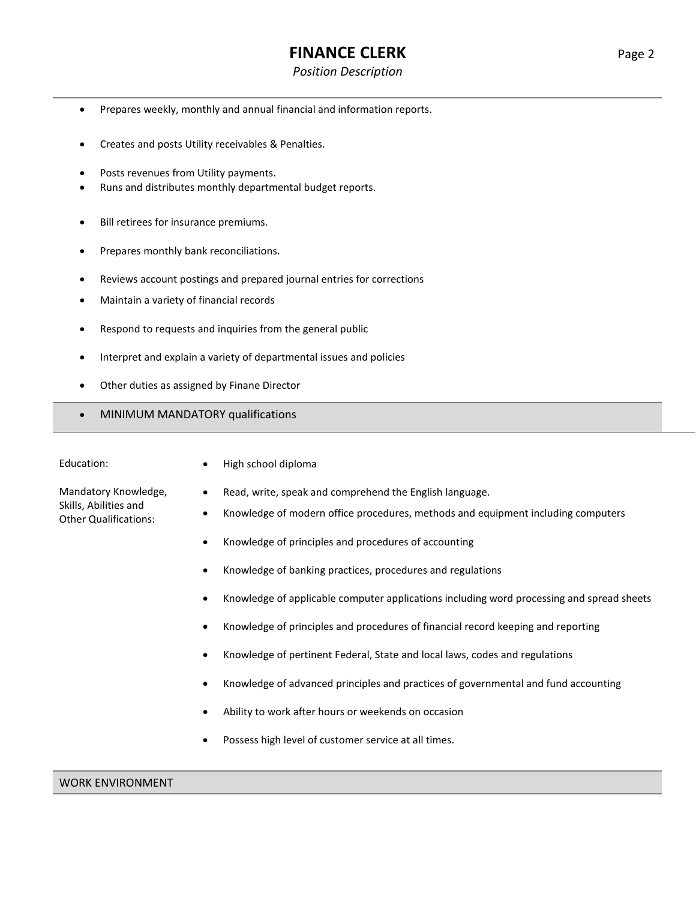- Prepares weekly, monthly and annual financial and information reports.
- Creates and posts Utility receivables & Penalties.
- Posts revenues from Utility payments.
- Runs and distributes monthly departmental budget reports.
- Bill retirees for insurance premiums.
- Prepares monthly bank reconciliations.
- Reviews account postings and prepared journal entries for corrections
- Maintain a variety of financial records
- Respond to requests and inquiries from the general public
- Interpret and explain a variety of departmental issues and policies
- Other duties as assigned by Finane Director

## MINIMUM MANDATORY qualifications

**Education:**

- High school diploma

**Mandatory Knowledge, Skills, Abilities and Other Qualifications:**

- Read, write, speak and comprehend the English language.
- Knowledge of modern office procedures, methods and equipment including computers
- Knowledge of principles and procedures of accounting
- Knowledge of banking practices, procedures and regulations
- Knowledge of applicable computer applications including word processing and spread sheets
- Knowledge of principles and procedures of financial record keeping and reporting
- Knowledge of pertinent Federal, State and local laws, codes and regulations
- Knowledge of advanced principles and practices of governmental and fund accounting
- Ability to work after hours or weekends on occasion
- Possess high level of customer service at all times.

## WORK ENVIRONMENT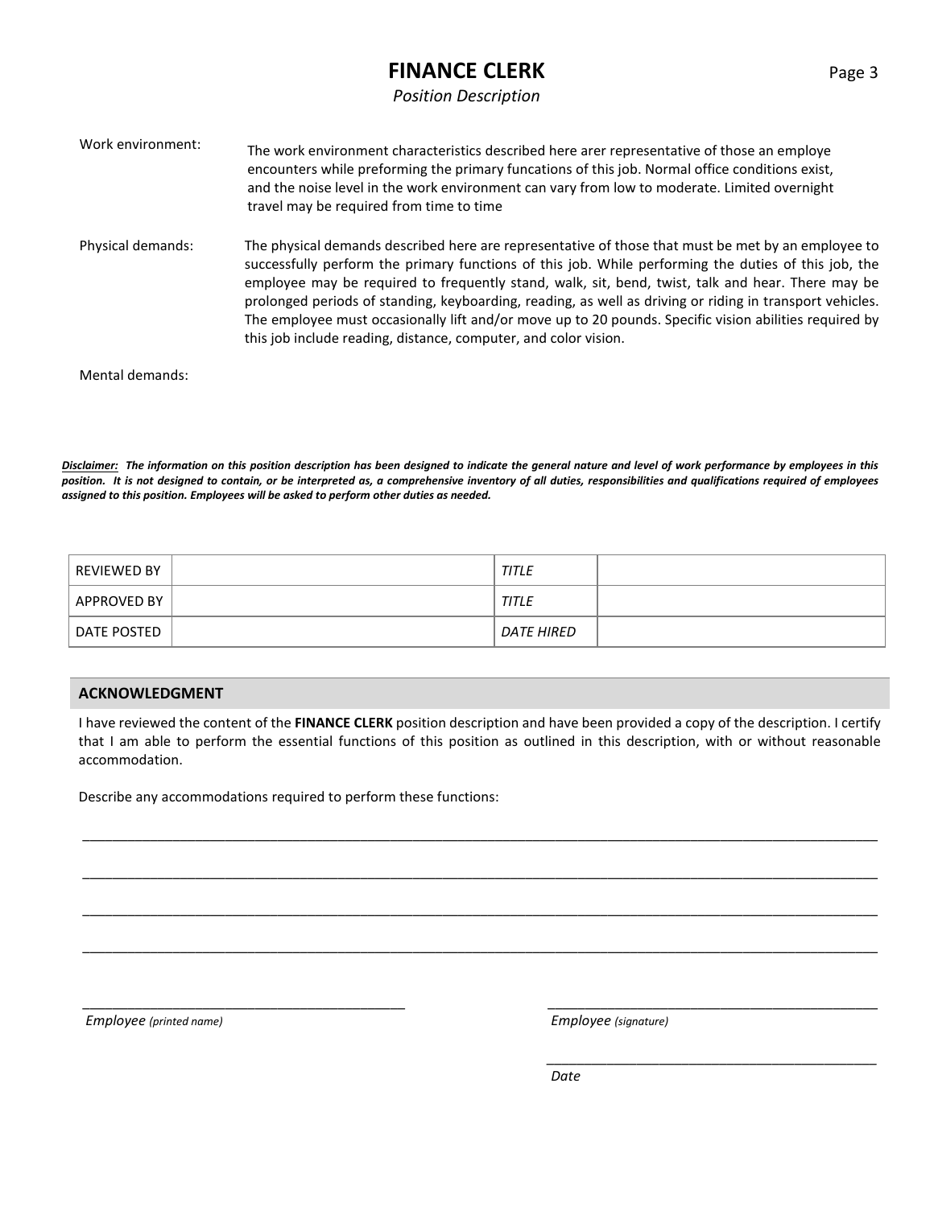# FINANCE CLERK

*Position Description*

Work environment: The work environment characteristics described here arer representative of those an employe encounters while preforming the primary funcations of this job. Normal office conditions exist, and the noise level in the work environment can vary from low to moderate. Limited overnight travel may be required from time to time

Physical demands: The physical demands described here are representative of those that must be met by an employee to successfully perform the primary functions of this job. While performing the duties of this job, the employee may be required to frequently stand, walk, sit, bend, twist, talk and hear. There may be prolonged periods of standing, keyboarding, reading, as well as driving or riding in transport vehicles. The employee must occasionally lift and/or move up to 20 pounds. Specific vision abilities required by this job include reading, distance, computer, and color vision.

Mental demands:

***Disclaimer:** The information on this position description has been designed to indicate the general nature and level of work performance by employees in this position. It is not designed to contain, or be interpreted as, a comprehensive inventory of all duties, responsibilities and qualifications required of employees assigned to this position. Employees will be asked to perform other duties as needed.*

| | | | |
|---|---|---|---|
| REVIEWED BY | | *TITLE* | |
| APPROVED BY | | *TITLE* | |
| DATE POSTED | | *DATE HIRED* | |

## ACKNOWLEDGMENT

I have reviewed the content of the **FINANCE CLERK** position description and have been provided a copy of the description. I certify that I am able to perform the essential functions of this position as outlined in this description, with or without reasonable accommodation.

Describe any accommodations required to perform these functions:

______________________________________________________________________________

______________________________________________________________________________

______________________________________________________________________________

______________________________________________________________________________

______________________________ ______________________________

*Employee (printed name)* *Employee (signature)*

______________________________

*Date*